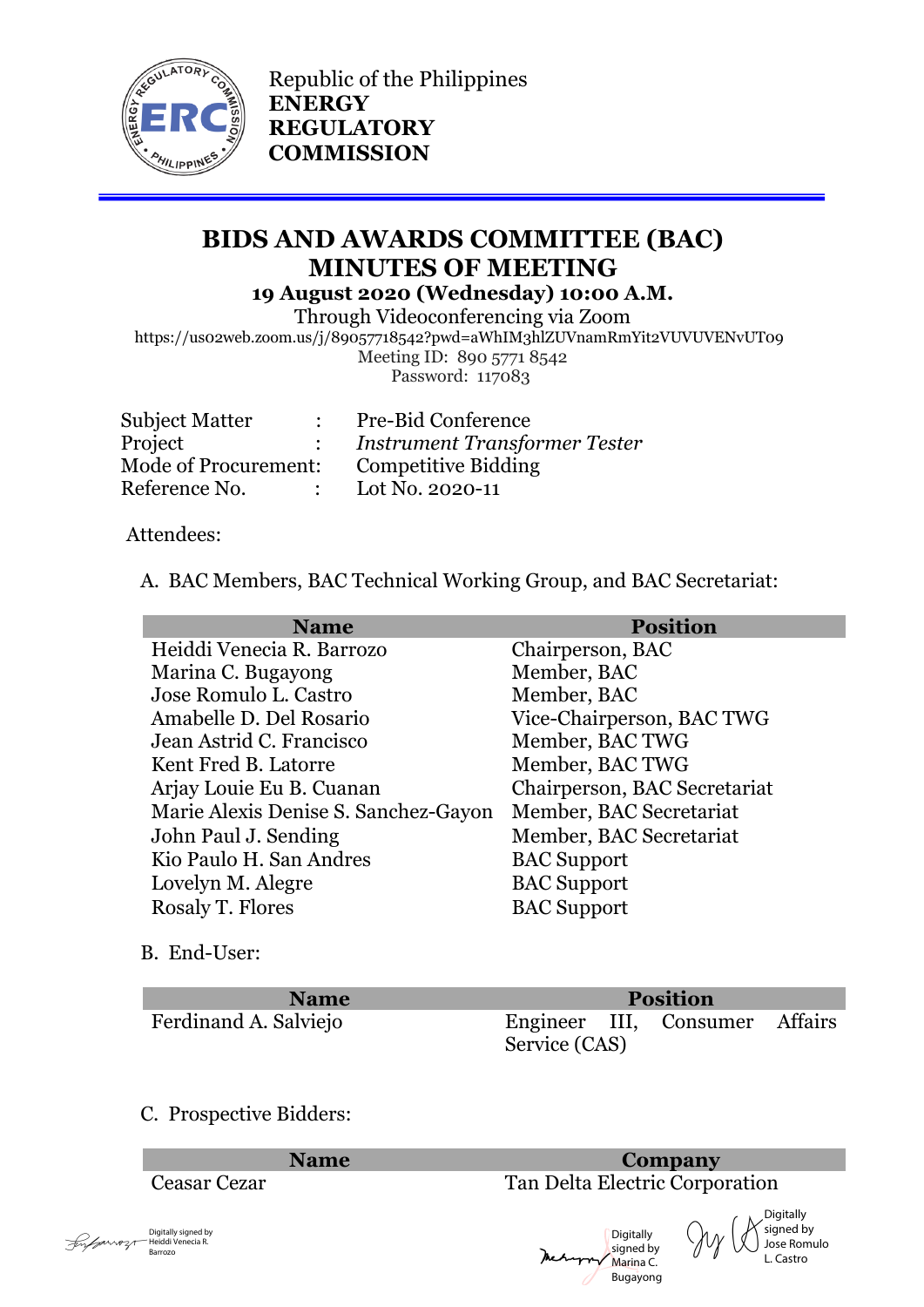Republic of the Philippines
**ENERGY REGULATORY COMMISSION**

# BIDS AND AWARDS COMMITTEE (BAC) MINUTES OF MEETING

**19 August 2020 (Wednesday) 10:00 A.M.**

Through Videoconferencing via Zoom
https://us02web.zoom.us/j/89057718542?pwd=aWhIM3hlZUVnamRmYit2VUVUVENvUT09
Meeting ID: 890 5771 8542
Password: 117083

| | | |
|---|---|---|
| Subject Matter | : | Pre-Bid Conference |
| Project | : | *Instrument Transformer Tester* |
| Mode of Procurement: | | Competitive Bidding |
| Reference No. | : | Lot No. 2020-11 |

Attendees:

A. BAC Members, BAC Technical Working Group, and BAC Secretariat:

| Name | Position |
|---|---|
| Heiddi Venecia R. Barrozo | Chairperson, BAC |
| Marina C. Bugayong | Member, BAC |
| Jose Romulo L. Castro | Member, BAC |
| Amabelle D. Del Rosario | Vice-Chairperson, BAC TWG |
| Jean Astrid C. Francisco | Member, BAC TWG |
| Kent Fred B. Latorre | Member, BAC TWG |
| Arjay Louie Eu B. Cuanan | Chairperson, BAC Secretariat |
| Marie Alexis Denise S. Sanchez-Gayon | Member, BAC Secretariat |
| John Paul J. Sending | Member, BAC Secretariat |
| Kio Paulo H. San Andres | BAC Support |
| Lovelyn M. Alegre | BAC Support |
| Rosaly T. Flores | BAC Support |

B. End-User:

| Name | Position |
|---|---|
| Ferdinand A. Salviejo | Engineer III, Consumer Affairs Service (CAS) |

C. Prospective Bidders:

| Name | Company |
|---|---|
| Ceasar Cezar | Tan Delta Electric Corporation |

Digitally signed by Heiddi Venecia R. Barrozo

Digitally signed by Marina C. Bugayong

Digitally signed by Jose Romulo L. Castro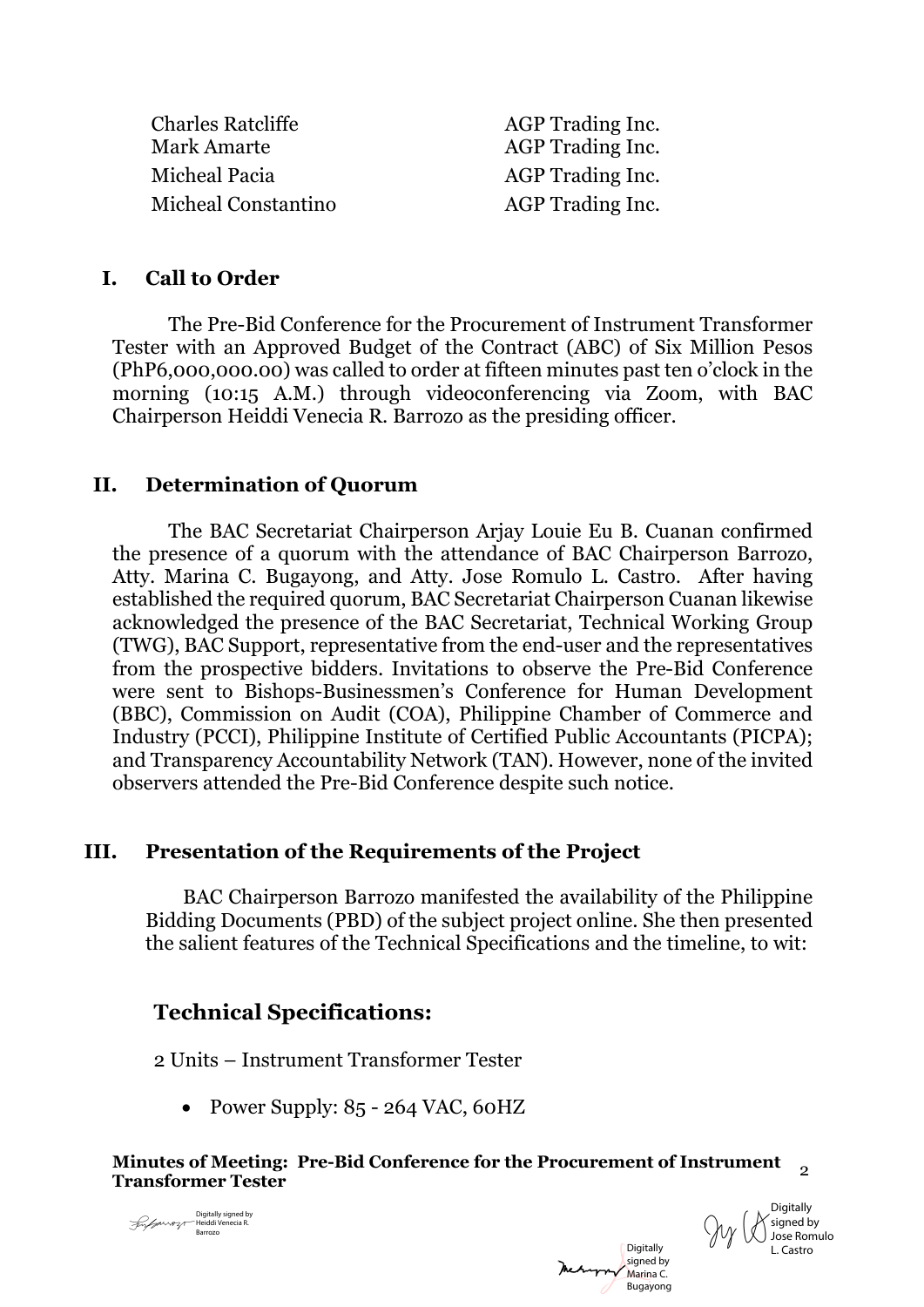| | |
|---|---|
| Charles Ratcliffe | AGP Trading Inc. |
| Mark Amarte | AGP Trading Inc. |
| Micheal Pacia | AGP Trading Inc. |
| Micheal Constantino | AGP Trading Inc. |

## I. Call to Order

The Pre-Bid Conference for the Procurement of Instrument Transformer Tester with an Approved Budget of the Contract (ABC) of Six Million Pesos (PhP6,000,000.00) was called to order at fifteen minutes past ten o'clock in the morning (10:15 A.M.) through videoconferencing via Zoom, with BAC Chairperson Heiddi Venecia R. Barrozo as the presiding officer.

## II. Determination of Quorum

The BAC Secretariat Chairperson Arjay Louie Eu B. Cuanan confirmed the presence of a quorum with the attendance of BAC Chairperson Barrozo, Atty. Marina C. Bugayong, and Atty. Jose Romulo L. Castro. After having established the required quorum, BAC Secretariat Chairperson Cuanan likewise acknowledged the presence of the BAC Secretariat, Technical Working Group (TWG), BAC Support, representative from the end-user and the representatives from the prospective bidders. Invitations to observe the Pre-Bid Conference were sent to Bishops-Businessmen's Conference for Human Development (BBC), Commission on Audit (COA), Philippine Chamber of Commerce and Industry (PCCI), Philippine Institute of Certified Public Accountants (PICPA); and Transparency Accountability Network (TAN). However, none of the invited observers attended the Pre-Bid Conference despite such notice.

## III. Presentation of the Requirements of the Project

BAC Chairperson Barrozo manifested the availability of the Philippine Bidding Documents (PBD) of the subject project online. She then presented the salient features of the Technical Specifications and the timeline, to wit:

### Technical Specifications:

2 Units – Instrument Transformer Tester

- Power Supply: 85 - 264 VAC, 60HZ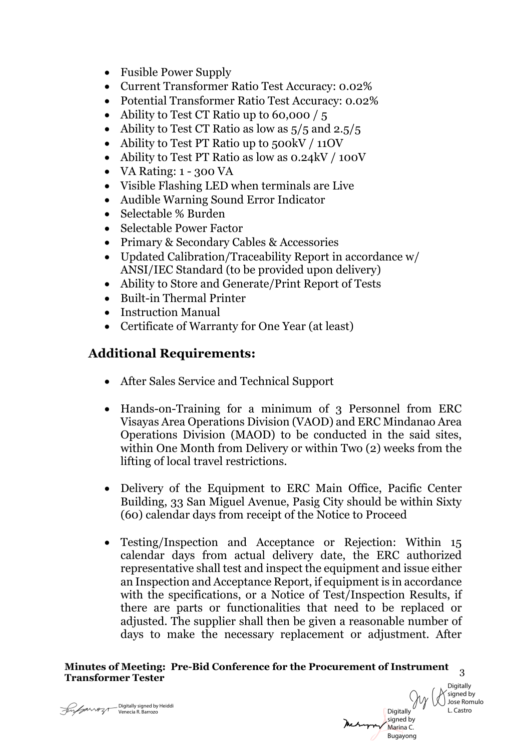- Fusible Power Supply
- Current Transformer Ratio Test Accuracy: 0.02%
- Potential Transformer Ratio Test Accuracy: 0.02%
- Ability to Test CT Ratio up to 60,000 / 5
- Ability to Test CT Ratio as low as 5/5 and 2.5/5
- Ability to Test PT Ratio up to 500kV / 11OV
- Ability to Test PT Ratio as low as 0.24kV / 100V
- VA Rating: 1 - 300 VA
- Visible Flashing LED when terminals are Live
- Audible Warning Sound Error Indicator
- Selectable % Burden
- Selectable Power Factor
- Primary & Secondary Cables & Accessories
- Updated Calibration/Traceability Report in accordance w/ ANSI/IEC Standard (to be provided upon delivery)
- Ability to Store and Generate/Print Report of Tests
- Built-in Thermal Printer
- Instruction Manual
- Certificate of Warranty for One Year (at least)

## Additional Requirements:

- After Sales Service and Technical Support
- Hands-on-Training for a minimum of 3 Personnel from ERC Visayas Area Operations Division (VAOD) and ERC Mindanao Area Operations Division (MAOD) to be conducted in the said sites, within One Month from Delivery or within Two (2) weeks from the lifting of local travel restrictions.
- Delivery of the Equipment to ERC Main Office, Pacific Center Building, 33 San Miguel Avenue, Pasig City should be within Sixty (60) calendar days from receipt of the Notice to Proceed
- Testing/Inspection and Acceptance or Rejection: Within 15 calendar days from actual delivery date, the ERC authorized representative shall test and inspect the equipment and issue either an Inspection and Acceptance Report, if equipment is in accordance with the specifications, or a Notice of Test/Inspection Results, if there are parts or functionalities that need to be replaced or adjusted. The supplier shall then be given a reasonable number of days to make the necessary replacement or adjustment. After

**Minutes of Meeting: Pre-Bid Conference for the Procurement of Instrument Transformer Tester**

Digitally signed by Heiddi Venecia R. Barrozo

Digitally signed by Marina C. Bugayong

Digitally signed by Jose Romulo L. Castro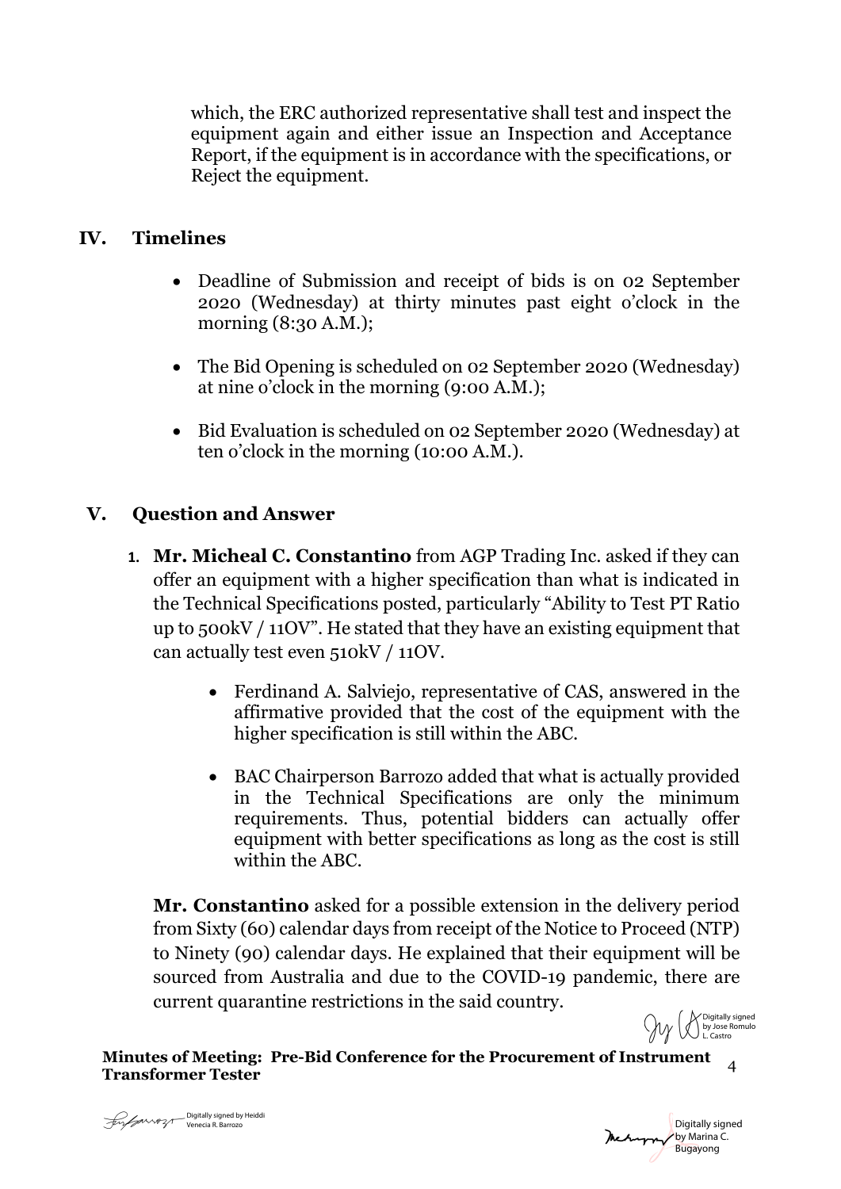which, the ERC authorized representative shall test and inspect the equipment again and either issue an Inspection and Acceptance Report, if the equipment is in accordance with the specifications, or Reject the equipment.

## IV. Timelines

- Deadline of Submission and receipt of bids is on 02 September 2020 (Wednesday) at thirty minutes past eight o'clock in the morning (8:30 A.M.);

- The Bid Opening is scheduled on 02 September 2020 (Wednesday) at nine o'clock in the morning (9:00 A.M.);

- Bid Evaluation is scheduled on 02 September 2020 (Wednesday) at ten o'clock in the morning (10:00 A.M.).

## V. Question and Answer

1. **Mr. Micheal C. Constantino** from AGP Trading Inc. asked if they can offer an equipment with a higher specification than what is indicated in the Technical Specifications posted, particularly "Ability to Test PT Ratio up to 500kV / 11OV". He stated that they have an existing equipment that can actually test even 510kV / 11OV.

    - Ferdinand A. Salviejo, representative of CAS, answered in the affirmative provided that the cost of the equipment with the higher specification is still within the ABC.

    - BAC Chairperson Barrozo added that what is actually provided in the Technical Specifications are only the minimum requirements. Thus, potential bidders can actually offer equipment with better specifications as long as the cost is still within the ABC.

    **Mr. Constantino** asked for a possible extension in the delivery period from Sixty (60) calendar days from receipt of the Notice to Proceed (NTP) to Ninety (90) calendar days. He explained that their equipment will be sourced from Australia and due to the COVID-19 pandemic, there are current quarantine restrictions in the said country.

Digitally signed by Jose Romulo L. Castro

Digitally signed by Heiddi Venecia R. Barrozo

Digitally signed by Marina C. Bugayong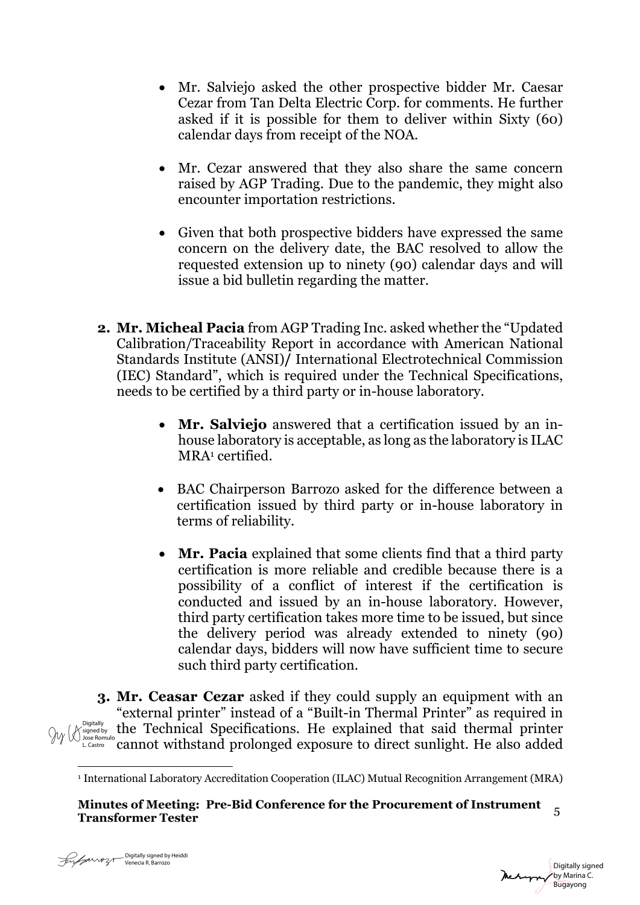- Mr. Salviejo asked the other prospective bidder Mr. Caesar Cezar from Tan Delta Electric Corp. for comments. He further asked if it is possible for them to deliver within Sixty (60) calendar days from receipt of the NOA.

- Mr. Cezar answered that they also share the same concern raised by AGP Trading. Due to the pandemic, they might also encounter importation restrictions.

- Given that both prospective bidders have expressed the same concern on the delivery date, the BAC resolved to allow the requested extension up to ninety (90) calendar days and will issue a bid bulletin regarding the matter.

2. **Mr. Micheal Pacia** from AGP Trading Inc. asked whether the "Updated Calibration/Traceability Report in accordance with American National Standards Institute (ANSI)/ International Electrotechnical Commission (IEC) Standard", which is required under the Technical Specifications, needs to be certified by a third party or in-house laboratory.

   - **Mr. Salviejo** answered that a certification issued by an in-house laboratory is acceptable, as long as the laboratory is ILAC MRA[1] certified.

   - BAC Chairperson Barrozo asked for the difference between a certification issued by third party or in-house laboratory in terms of reliability.

   - **Mr. Pacia** explained that some clients find that a third party certification is more reliable and credible because there is a possibility of a conflict of interest if the certification is conducted and issued by an in-house laboratory. However, third party certification takes more time to be issued, but since the delivery period was already extended to ninety (90) calendar days, bidders will now have sufficient time to secure such third party certification.

3. **Mr. Ceasar Cezar** asked if they could supply an equipment with an "external printer" instead of a "Built-in Thermal Printer" as required in the Technical Specifications. He explained that said thermal printer cannot withstand prolonged exposure to direct sunlight. He also added

[1] International Laboratory Accreditation Cooperation (ILAC) Mutual Recognition Arrangement (MRA)

Digitally signed by Jose Romulo L. Castro

Digitally signed by Heiddi Venecia R. Barrozo

Digitally signed by Marina C. Bugayong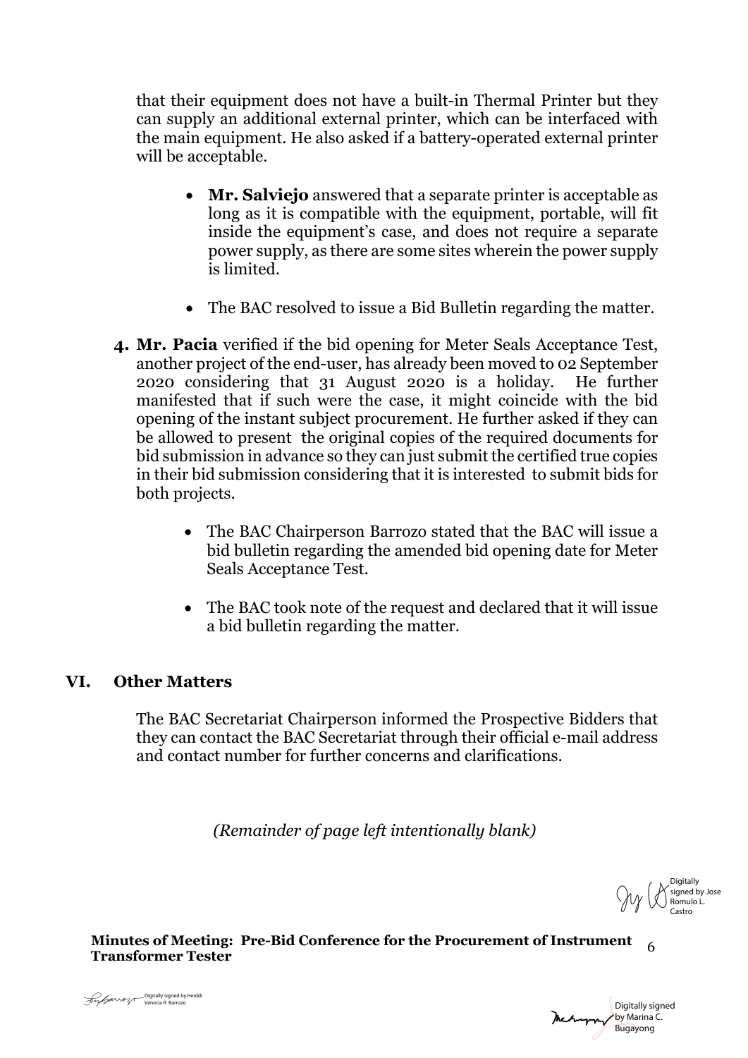that their equipment does not have a built-in Thermal Printer but they can supply an additional external printer, which can be interfaced with the main equipment. He also asked if a battery-operated external printer will be acceptable.

- **Mr. Salviejo** answered that a separate printer is acceptable as long as it is compatible with the equipment, portable, will fit inside the equipment's case, and does not require a separate power supply, as there are some sites wherein the power supply is limited.

- The BAC resolved to issue a Bid Bulletin regarding the matter.

4. **Mr. Pacia** verified if the bid opening for Meter Seals Acceptance Test, another project of the end-user, has already been moved to 02 September 2020 considering that 31 August 2020 is a holiday. He further manifested that if such were the case, it might coincide with the bid opening of the instant subject procurement. He further asked if they can be allowed to present the original copies of the required documents for bid submission in advance so they can just submit the certified true copies in their bid submission considering that it is interested to submit bids for both projects.

   - The BAC Chairperson Barrozo stated that the BAC will issue a bid bulletin regarding the amended bid opening date for Meter Seals Acceptance Test.

   - The BAC took note of the request and declared that it will issue a bid bulletin regarding the matter.

## VI. Other Matters

The BAC Secretariat Chairperson informed the Prospective Bidders that they can contact the BAC Secretariat through their official e-mail address and contact number for further concerns and clarifications.

*(Remainder of page left intentionally blank)*

Digitally signed by Jose Romulo L. Castro

Digitally signed by Heiddi Venecia R. Barrozo

Digitally signed by Marina C. Bugayong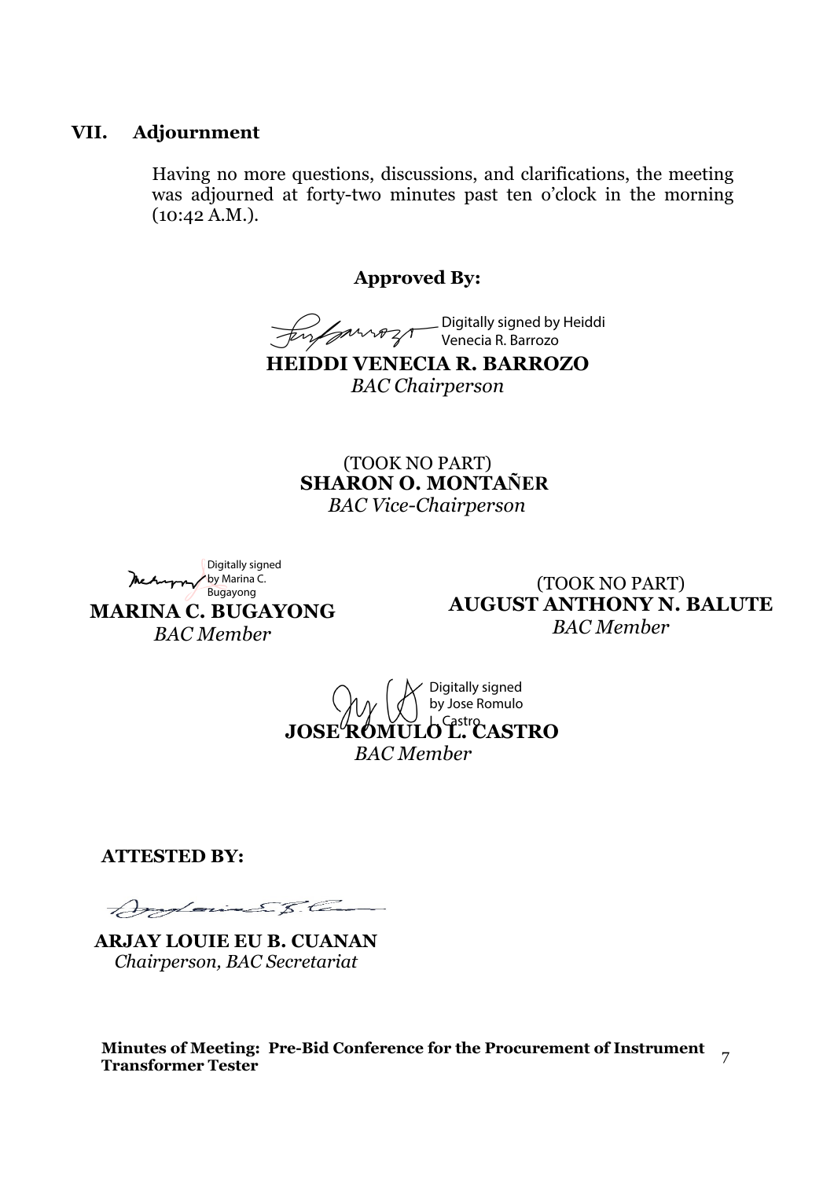## VII. Adjournment

Having no more questions, discussions, and clarifications, the meeting was adjourned at forty-two minutes past ten o'clock in the morning (10:42 A.M.).

**Approved By:**

Digitally signed by Heiddi Venecia R. Barrozo

**HEIDDI VENECIA R. BARROZO**
*BAC Chairperson*

(TOOK NO PART)
**SHARON O. MONTAÑER**
*BAC Vice-Chairperson*

Digitally signed by Marina C. Bugayong

**MARINA C. BUGAYONG**
*BAC Member*

(TOOK NO PART)
**AUGUST ANTHONY N. BALUTE**
*BAC Member*

Digitally signed by Jose Romulo L. Castro

**JOSE ROMULO L. CASTRO**
*BAC Member*

**ATTESTED BY:**

**ARJAY LOUIE EU B. CUANAN**
*Chairperson, BAC Secretariat*

**Minutes of Meeting: Pre-Bid Conference for the Procurement of Instrument Transformer Tester**